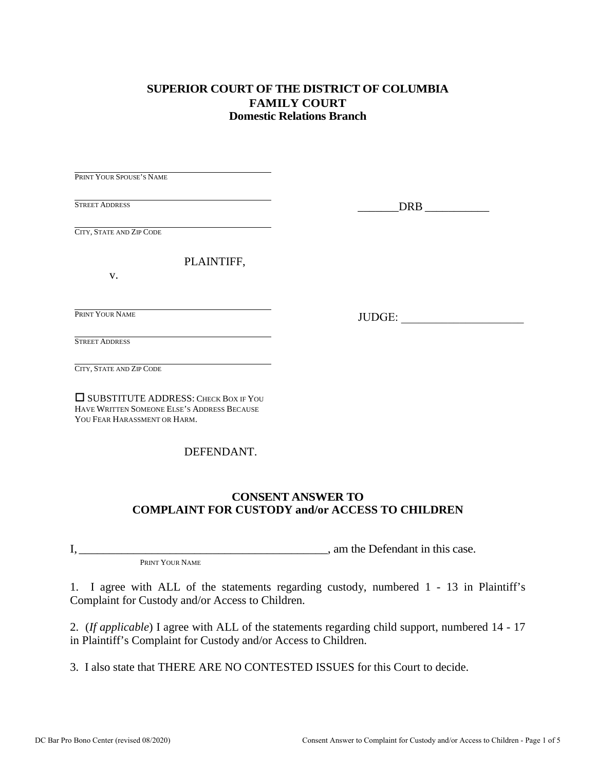**SUPERIOR COURT OF THE DISTRICT OF COLUMBIA**
**FAMILY COURT**
**Domestic Relations Branch**

______________________________________________
PRINT YOUR SPOUSE'S NAME

______________________________________________
STREET ADDRESS

______________________________________________
CITY, STATE AND ZIP CODE

PLAINTIFF,

v.

_______DRB ___________

______________________________________________
PRINT YOUR NAME

JUDGE: _____________________

______________________________________________
STREET ADDRESS

______________________________________________
CITY, STATE AND ZIP CODE

☐ SUBSTITUTE ADDRESS: CHECK BOX IF YOU HAVE WRITTEN SOMEONE ELSE'S ADDRESS BECAUSE YOU FEAR HARASSMENT OR HARM.

DEFENDANT.

## CONSENT ANSWER TO COMPLAINT FOR CUSTODY and/or ACCESS TO CHILDREN

I, ____________________________________________, am the Defendant in this case.
PRINT YOUR NAME

1. I agree with ALL of the statements regarding custody, numbered 1 - 13 in Plaintiff's Complaint for Custody and/or Access to Children.

2. (*If applicable*) I agree with ALL of the statements regarding child support, numbered 14 - 17 in Plaintiff's Complaint for Custody and/or Access to Children.

3. I also state that THERE ARE NO CONTESTED ISSUES for this Court to decide.

DC Bar Pro Bono Center (revised 08/2020)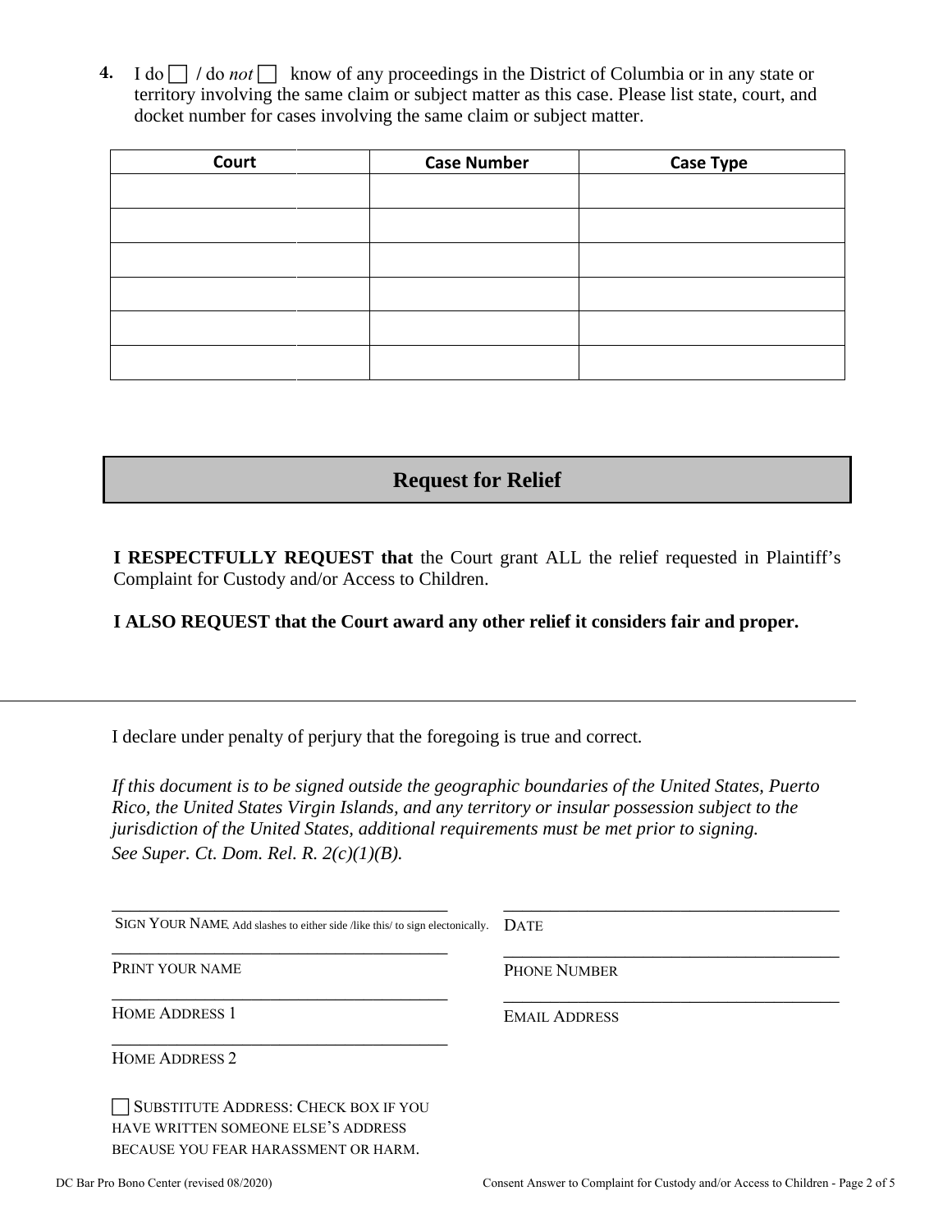**4.** I do ☐ / do *not* ☐ know of any proceedings in the District of Columbia or in any state or territory involving the same claim or subject matter as this case. Please list state, court, and docket number for cases involving the same claim or subject matter.

| Court | Case Number | Case Type |
|---|---|---|
| | | |
| | | |
| | | |
| | | |
| | | |
| | | |

## Request for Relief

**I RESPECTFULLY REQUEST that** the Court grant ALL the relief requested in Plaintiff's Complaint for Custody and/or Access to Children.

**I ALSO REQUEST that the Court award any other relief it considers fair and proper.**

---

I declare under penalty of perjury that the foregoing is true and correct.

*If this document is to be signed outside the geographic boundaries of the United States, Puerto Rico, the United States Virgin Islands, and any territory or insular possession subject to the jurisdiction of the United States, additional requirements must be met prior to signing. See Super. Ct. Dom. Rel. R. 2(c)(1)(B).*

\_\_\_\_\_\_\_\_\_\_\_\_\_\_\_\_\_\_\_\_\_\_\_\_\_\_\_\_\_\_\_\_\_\_\_\_\_\_
SIGN YOUR NAME. Add slashes to either side /like this/ to sign electonically.

\_\_\_\_\_\_\_\_\_\_\_\_\_\_\_\_\_\_\_\_\_\_\_\_\_\_\_\_\_\_\_\_\_\_\_\_\_\_
DATE

\_\_\_\_\_\_\_\_\_\_\_\_\_\_\_\_\_\_\_\_\_\_\_\_\_\_\_\_\_\_\_\_\_\_\_\_\_\_
PRINT YOUR NAME

\_\_\_\_\_\_\_\_\_\_\_\_\_\_\_\_\_\_\_\_\_\_\_\_\_\_\_\_\_\_\_\_\_\_\_\_\_\_
PHONE NUMBER

\_\_\_\_\_\_\_\_\_\_\_\_\_\_\_\_\_\_\_\_\_\_\_\_\_\_\_\_\_\_\_\_\_\_\_\_\_\_
HOME ADDRESS 1

\_\_\_\_\_\_\_\_\_\_\_\_\_\_\_\_\_\_\_\_\_\_\_\_\_\_\_\_\_\_\_\_\_\_\_\_\_\_
EMAIL ADDRESS

\_\_\_\_\_\_\_\_\_\_\_\_\_\_\_\_\_\_\_\_\_\_\_\_\_\_\_\_\_\_\_\_\_\_\_\_\_\_
HOME ADDRESS 2

☐ SUBSTITUTE ADDRESS: CHECK BOX IF YOU HAVE WRITTEN SOMEONE ELSE'S ADDRESS BECAUSE YOU FEAR HARASSMENT OR HARM.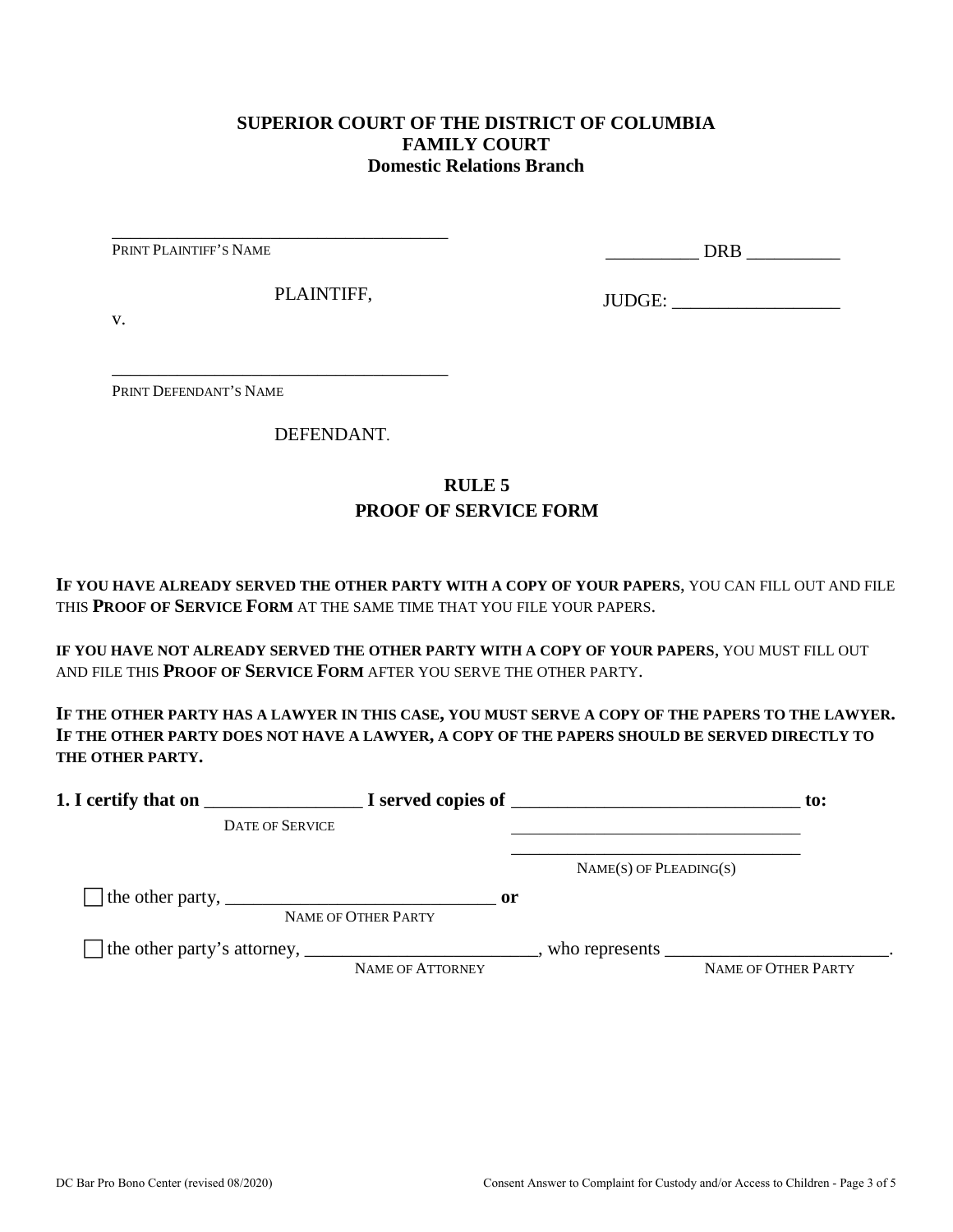**SUPERIOR COURT OF THE DISTRICT OF COLUMBIA**
**FAMILY COURT**
**Domestic Relations Branch**

_____________________________________
PRINT PLAINTIFF'S NAME

PLAINTIFF,

v.

_____________________________________
PRINT DEFENDANT'S NAME

DEFENDANT.

__________ DRB __________

JUDGE: __________________

## RULE 5
## PROOF OF SERVICE FORM

**IF YOU HAVE ALREADY SERVED THE OTHER PARTY WITH A COPY OF YOUR PAPERS**, YOU CAN FILL OUT AND FILE THIS **PROOF OF SERVICE FORM** AT THE SAME TIME THAT YOU FILE YOUR PAPERS.

**IF YOU HAVE NOT ALREADY SERVED THE OTHER PARTY WITH A COPY OF YOUR PAPERS**, YOU MUST FILL OUT AND FILE THIS **PROOF OF SERVICE FORM** AFTER YOU SERVE THE OTHER PARTY.

**IF THE OTHER PARTY HAS A LAWYER IN THIS CASE, YOU MUST SERVE A COPY OF THE PAPERS TO THE LAWYER. IF THE OTHER PARTY DOES NOT HAVE A LAWYER, A COPY OF THE PAPERS SHOULD BE SERVED DIRECTLY TO THE OTHER PARTY.**

**1. I certify that on** _________________ **I served copies of** _______________________________ **to:**
DATE OF SERVICE
_________________________________
_________________________________
NAME(S) OF PLEADING(S)

☐ the other party, ______________________________ **or**
NAME OF OTHER PARTY

☐ the other party's attorney, _________________________, who represents ________________________.
NAME OF ATTORNEY — NAME OF OTHER PARTY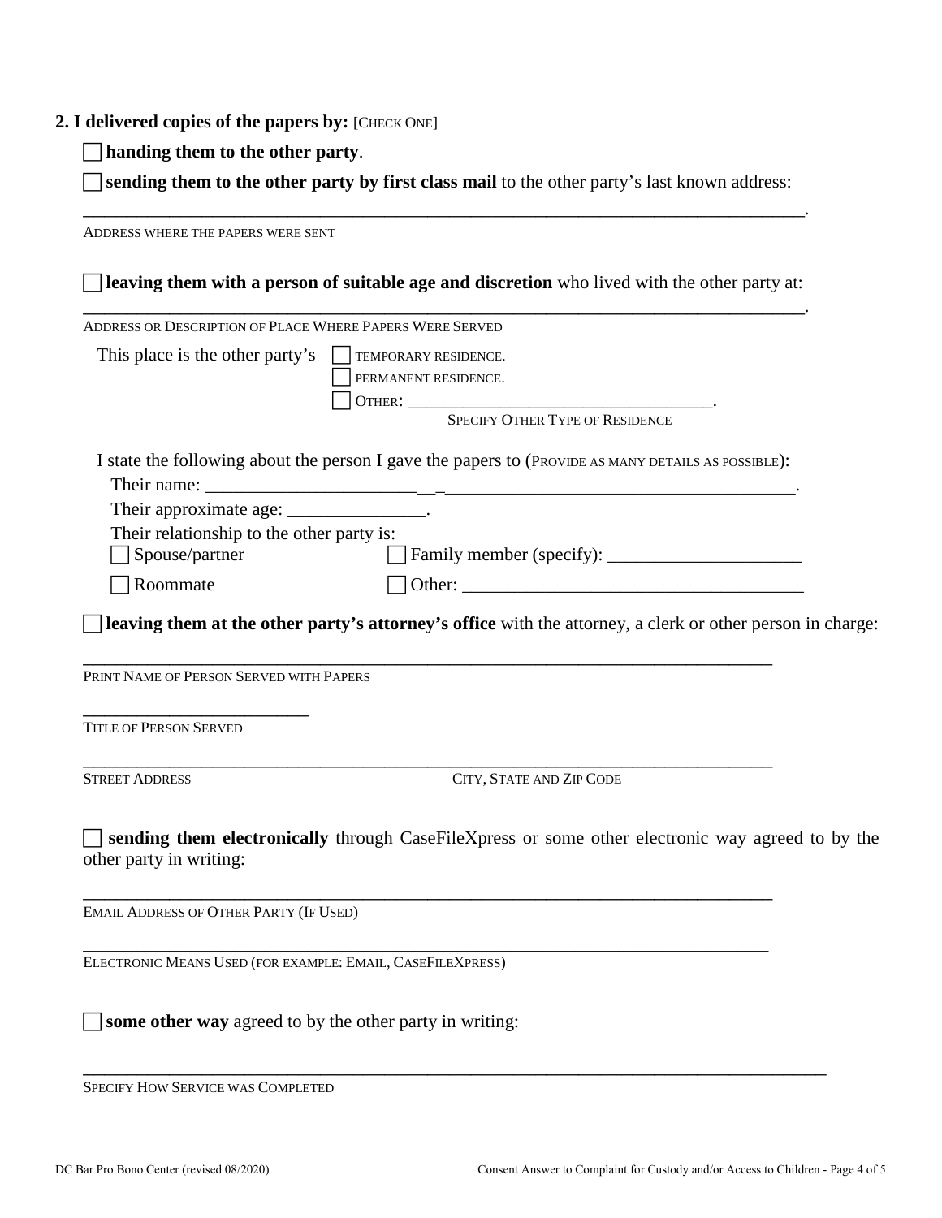**2. I delivered copies of the papers by:** [CHECK ONE]

☐ **handing them to the other party**.

☐ **sending them to the other party by first class mail** to the other party's last known address:

________________________________________________________________________________.
ADDRESS WHERE THE PAPERS WERE SENT

☐ **leaving them with a person of suitable age and discretion** who lived with the other party at:

________________________________________________________________________________.
ADDRESS OR DESCRIPTION OF PLACE WHERE PAPERS WERE SERVED

This place is the other party's ☐ TEMPORARY RESIDENCE.
☐ PERMANENT RESIDENCE.
☐ OTHER: ___________________________________.
SPECIFY OTHER TYPE OF RESIDENCE

I state the following about the person I gave the papers to (PROVIDE AS MANY DETAILS AS POSSIBLE):

Their name: ________________________________________________________________.

Their approximate age: _______________.

Their relationship to the other party is:

☐ Spouse/partner ☐ Family member (specify): ____________________

☐ Roommate ☐ Other: ____________________________________

☐ **leaving them at the other party's attorney's office** with the attorney, a clerk or other person in charge:

_____________________________________________________________________________
PRINT NAME OF PERSON SERVED WITH PAPERS

_________________________
TITLE OF PERSON SERVED

_____________________________________________________________________________
STREET ADDRESS CITY, STATE AND ZIP CODE

☐ **sending them electronically** through CaseFileXpress or some other electronic way agreed to by the other party in writing:

_____________________________________________________________________________
EMAIL ADDRESS OF OTHER PARTY (IF USED)

_____________________________________________________________________________
ELECTRONIC MEANS USED (FOR EXAMPLE: EMAIL, CASEFILEXPRESS)

☐ **some other way** agreed to by the other party in writing:

_____________________________________________________________________________
SPECIFY HOW SERVICE WAS COMPLETED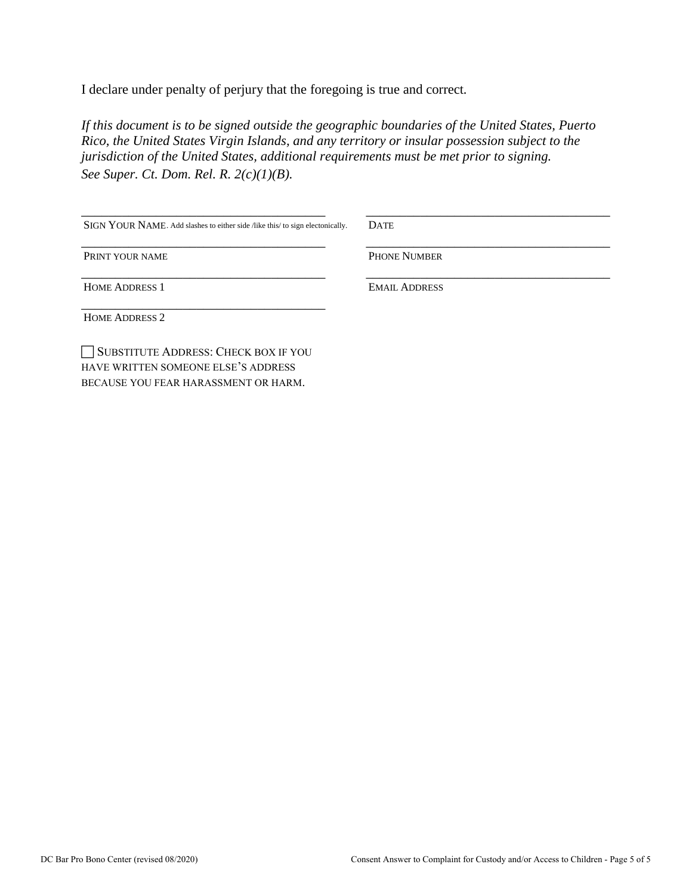I declare under penalty of perjury that the foregoing is true and correct.

*If this document is to be signed outside the geographic boundaries of the United States, Puerto Rico, the United States Virgin Islands, and any territory or insular possession subject to the jurisdiction of the United States, additional requirements must be met prior to signing. See Super. Ct. Dom. Rel. R. 2(c)(1)(B).*

| | |
|---|---|
| ______________________________ | ______________________________ |
| SIGN YOUR NAME. Add slashes to either side /like this/ to sign electonically. | DATE |
| ______________________________ | ______________________________ |
| PRINT YOUR NAME | PHONE NUMBER |
| ______________________________ | ______________________________ |
| HOME ADDRESS 1 | EMAIL ADDRESS |
| ______________________________ | |
| HOME ADDRESS 2 | |

☐ SUBSTITUTE ADDRESS: CHECK BOX IF YOU HAVE WRITTEN SOMEONE ELSE'S ADDRESS BECAUSE YOU FEAR HARASSMENT OR HARM.